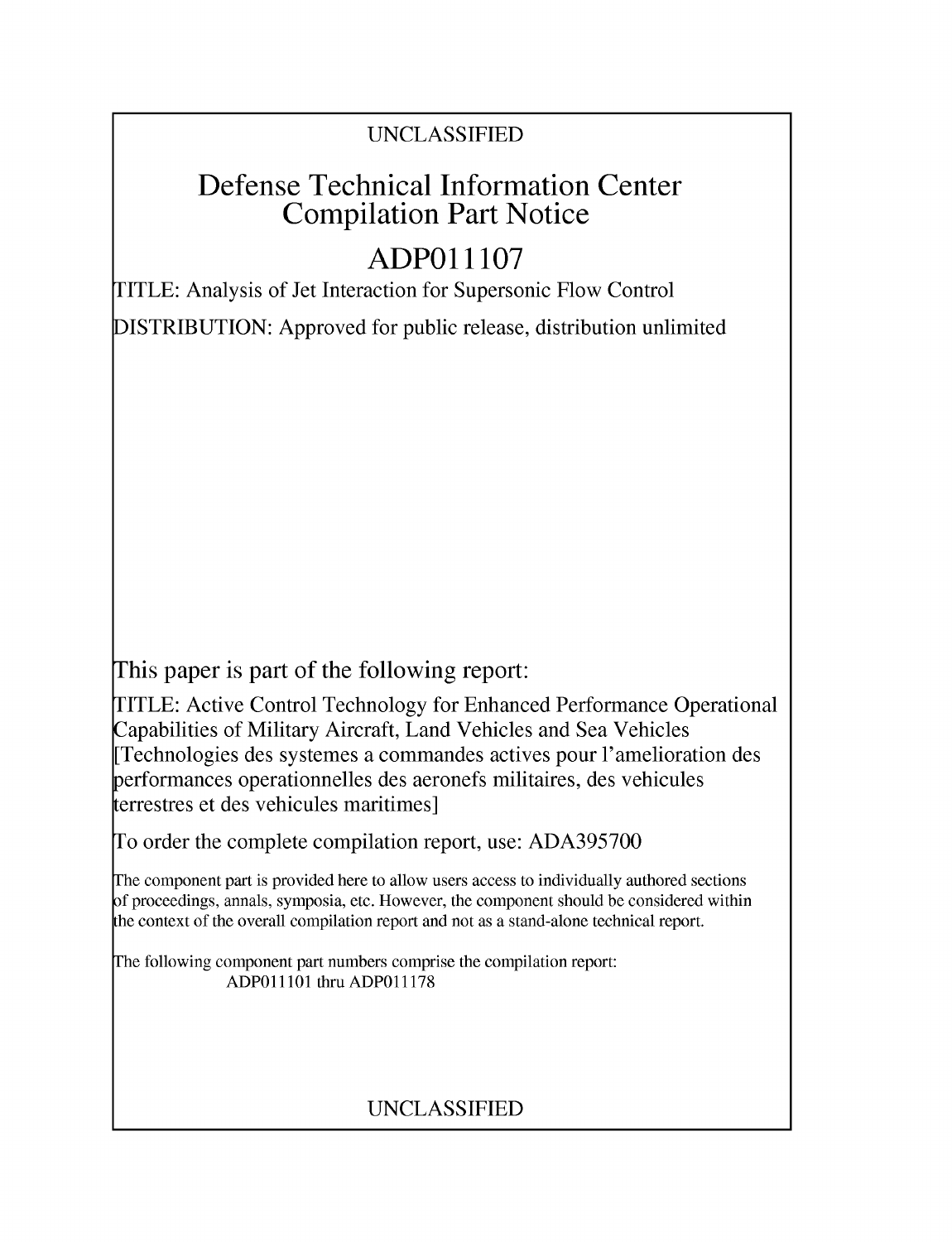UNCLASSIFIED

# Defense Technical Information Center Compilation Part Notice

# ADP011107

TITLE: Analysis of Jet Interaction for Supersonic Flow Control

DISTRIBUTION: Approved for public release, distribution unlimited

This paper is part of the following report:

TITLE: Active Control Technology for Enhanced Performance Operational Capabilities of Military Aircraft, Land Vehicles and Sea Vehicles [Technologies des systemes a commandes actives pour l'amelioration des performances operationnelles des aeronefs militaires, des vehicules terrestres et des vehicules maritimes]

To order the complete compilation report, use: ADA395700

The component part is provided here to allow users access to individually authored sections of proceedings, annals, symposia, etc. However, the component should be considered within the context of the overall compilation report and not as a stand-alone technical report.

The following component part numbers comprise the compilation report:
ADP011101 thru ADP011178

UNCLASSIFIED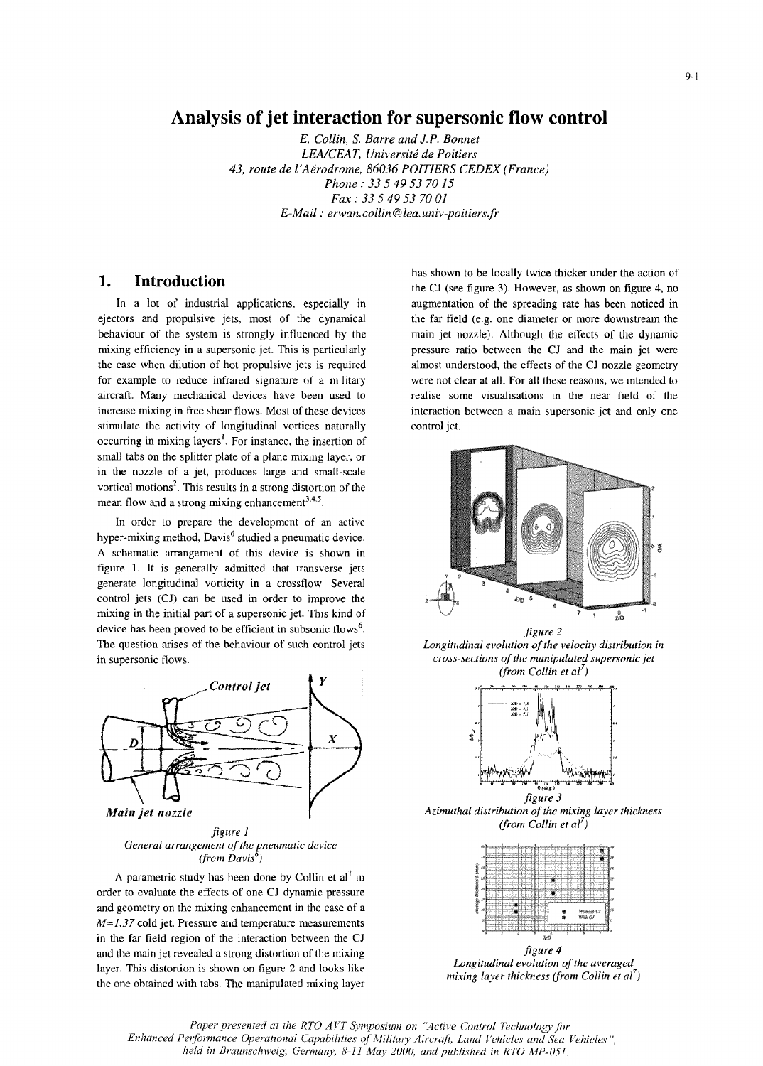# Analysis of jet interaction for supersonic flow control

*E. Collin, S. Barre and J.P. Bonnet*
*LEA/CEAT, Université de Poitiers*
*43, route de l'Aérodrome, 86036 POITIERS CEDEX (France)*
*Phone : 33 5 49 53 70 15*
*Fax : 33 5 49 53 70 01*
*E-Mail : erwan.collin@lea.univ-poitiers.fr*

## 1. Introduction

In a lot of industrial applications, especially in ejectors and propulsive jets, most of the dynamical behaviour of the system is strongly influenced by the mixing efficiency in a supersonic jet. This is particularly the case when dilution of hot propulsive jets is required for example to reduce infrared signature of a military aircraft. Many mechanical devices have been used to increase mixing in free shear flows. Most of these devices stimulate the activity of longitudinal vortices naturally occurring in mixing layers[1]. For instance, the insertion of small tabs on the splitter plate of a plane mixing layer, or in the nozzle of a jet, produces large and small-scale vortical motions[2]. This results in a strong distortion of the mean flow and a strong mixing enhancement[3,4,5].

In order to prepare the development of an active hyper-mixing method, Davis[6] studied a pneumatic device. A schematic arrangement of this device is shown in figure 1. It is generally admitted that transverse jets generate longitudinal vorticity in a crossflow. Several control jets (CJ) can be used in order to improve the mixing in the initial part of a supersonic jet. This kind of device has been proved to be efficient in subsonic flows[6]. The question arises of the behaviour of such control jets in supersonic flows.

*figure 1*
*General arrangement of the pneumatic device (from Davis[6])*

A parametric study has been done by Collin et al[7] in order to evaluate the effects of one CJ dynamic pressure and geometry on the mixing enhancement in the case of a $M=1.37$ cold jet. Pressure and temperature measurements in the far field region of the interaction between the CJ and the main jet revealed a strong distortion of the mixing layer. This distortion is shown on figure 2 and looks like the one obtained with tabs. The manipulated mixing layer has shown to be locally twice thicker under the action of the CJ (see figure 3). However, as shown on figure 4, no augmentation of the spreading rate has been noticed in the far field (e.g. one diameter or more downstream the main jet nozzle). Although the effects of the dynamic pressure ratio between the CJ and the main jet were almost understood, the effects of the CJ nozzle geometry were not clear at all. For all these reasons, we intended to realise some visualisations in the near field of the interaction between a main supersonic jet and only one control jet.

*figure 2*
*Longitudinal evolution of the velocity distribution in cross-sections of the manipulated supersonic jet (from Collin et al[7])*

*figure 3*
*Azimuthal distribution of the mixing layer thickness (from Collin et al[7])*

*figure 4*
*Longitudinal evolution of the averaged mixing layer thickness (from Collin et al[7])*

*Paper presented at the RTO AVT Symposium on "Active Control Technology for Enhanced Performance Operational Capabilities of Military Aircraft, Land Vehicles and Sea Vehicles", held in Braunschweig, Germany, 8-11 May 2000, and published in RTO MP-051.*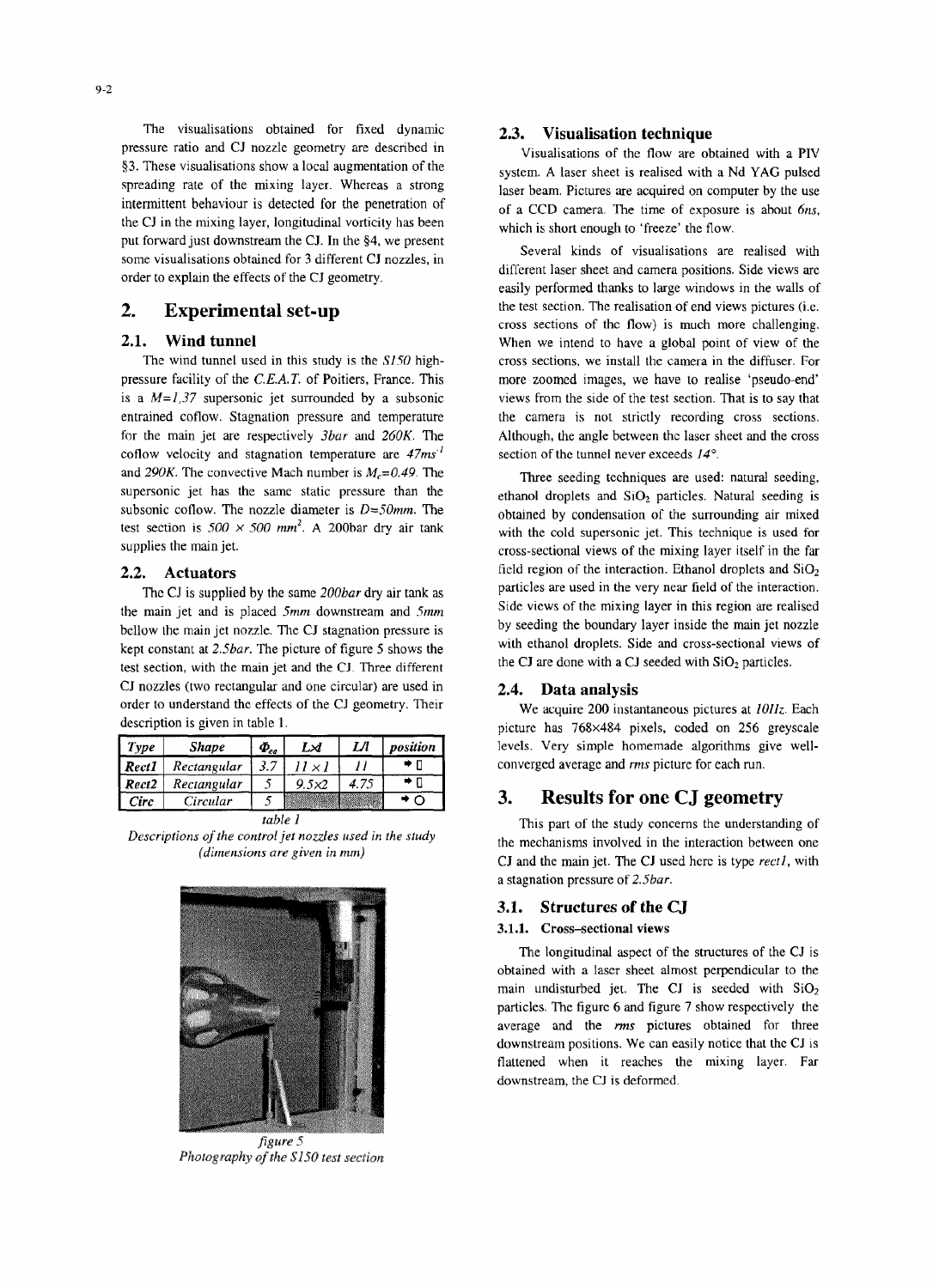The visualisations obtained for fixed dynamic pressure ratio and CJ nozzle geometry are described in §3. These visualisations show a local augmentation of the spreading rate of the mixing layer. Whereas a strong intermittent behaviour is detected for the penetration of the CJ in the mixing layer, longitudinal vorticity has been put forward just downstream the CJ. In the §4, we present some visualisations obtained for 3 different CJ nozzles, in order to explain the effects of the CJ geometry.

## 2. Experimental set-up

### 2.1. Wind tunnel

The wind tunnel used in this study is the *S150* high-pressure facility of the *C.E.A.T.* of Poitiers, France. This is a $M=1,37$ supersonic jet surrounded by a subsonic entrained coflow. Stagnation pressure and temperature for the main jet are respectively *3bar* and *260K*. The coflow velocity and stagnation temperature are $47ms^{-1}$ and *290K*. The convective Mach number is $M_c=0.49$. The supersonic jet has the same static pressure than the subsonic coflow. The nozzle diameter is $D=50mm$. The test section is $500 \times 500\ mm^2$. A 200bar dry air tank supplies the main jet.

### 2.2. Actuators

The CJ is supplied by the same *200bar* dry air tank as the main jet and is placed *5mm* downstream and *5mm* bellow the main jet nozzle. The CJ stagnation pressure is kept constant at *2.5bar*. The picture of figure 5 shows the test section, with the main jet and the CJ. Three different CJ nozzles (two rectangular and one circular) are used in order to understand the effects of the CJ geometry. Their description is given in table 1.

| *Type* | *Shape* | $\Phi_{eq}$ | *Lxl* | *L/l* | *position* |
|---|---|---|---|---|---|
| *Rect1* | *Rectangular* | *3.7* | *11 × 1* | *11* | ➔ ▯ |
| *Rect2* | *Rectangular* | *5* | *9.5×2* | *4.75* | ➔ ▯ |
| *Circ* | *Circular* | *5* | | | ➔ ○ |

*table 1*
*Descriptions of the control jet nozzles used in the study (dimensions are given in mm)*

*figure 5*
*Photography of the S150 test section*

### 2.3. Visualisation technique

Visualisations of the flow are obtained with a PIV system. A laser sheet is realised with a Nd YAG pulsed laser beam. Pictures are acquired on computer by the use of a CCD camera. The time of exposure is about *6ns*, which is short enough to 'freeze' the flow.

Several kinds of visualisations are realised with different laser sheet and camera positions. Side views are easily performed thanks to large windows in the walls of the test section. The realisation of end views pictures (i.e. cross sections of the flow) is much more challenging. When we intend to have a global point of view of the cross sections, we install the camera in the diffuser. For more zoomed images, we have to realise 'pseudo-end' views from the side of the test section. That is to say that the camera is not strictly recording cross sections. Although, the angle between the laser sheet and the cross section of the tunnel never exceeds *14°*.

Three seeding techniques are used: natural seeding, ethanol droplets and $SiO_2$ particles. Natural seeding is obtained by condensation of the surrounding air mixed with the cold supersonic jet. This technique is used for cross-sectional views of the mixing layer itself in the far field region of the interaction. Ethanol droplets and $SiO_2$ particles are used in the very near field of the interaction. Side views of the mixing layer in this region are realised by seeding the boundary layer inside the main jet nozzle with ethanol droplets. Side and cross-sectional views of the CJ are done with a CJ seeded with $SiO_2$ particles.

### 2.4. Data analysis

We acquire 200 instantaneous pictures at *10Hz*. Each picture has 768×484 pixels, coded on 256 greyscale levels. Very simple homemade algorithms give well-converged average and *rms* picture for each run.

## 3. Results for one CJ geometry

This part of the study concerns the understanding of the mechanisms involved in the interaction between one CJ and the main jet. The CJ used here is type *rect1*, with a stagnation pressure of *2.5bar*.

### 3.1. Structures of the CJ

#### 3.1.1. Cross-sectional views

The longitudinal aspect of the structures of the CJ is obtained with a laser sheet almost perpendicular to the main undisturbed jet. The CJ is seeded with $SiO_2$ particles. The figure 6 and figure 7 show respectively the average and the *rms* pictures obtained for three downstream positions. We can easily notice that the CJ is flattened when it reaches the mixing layer. Far downstream, the CJ is deformed.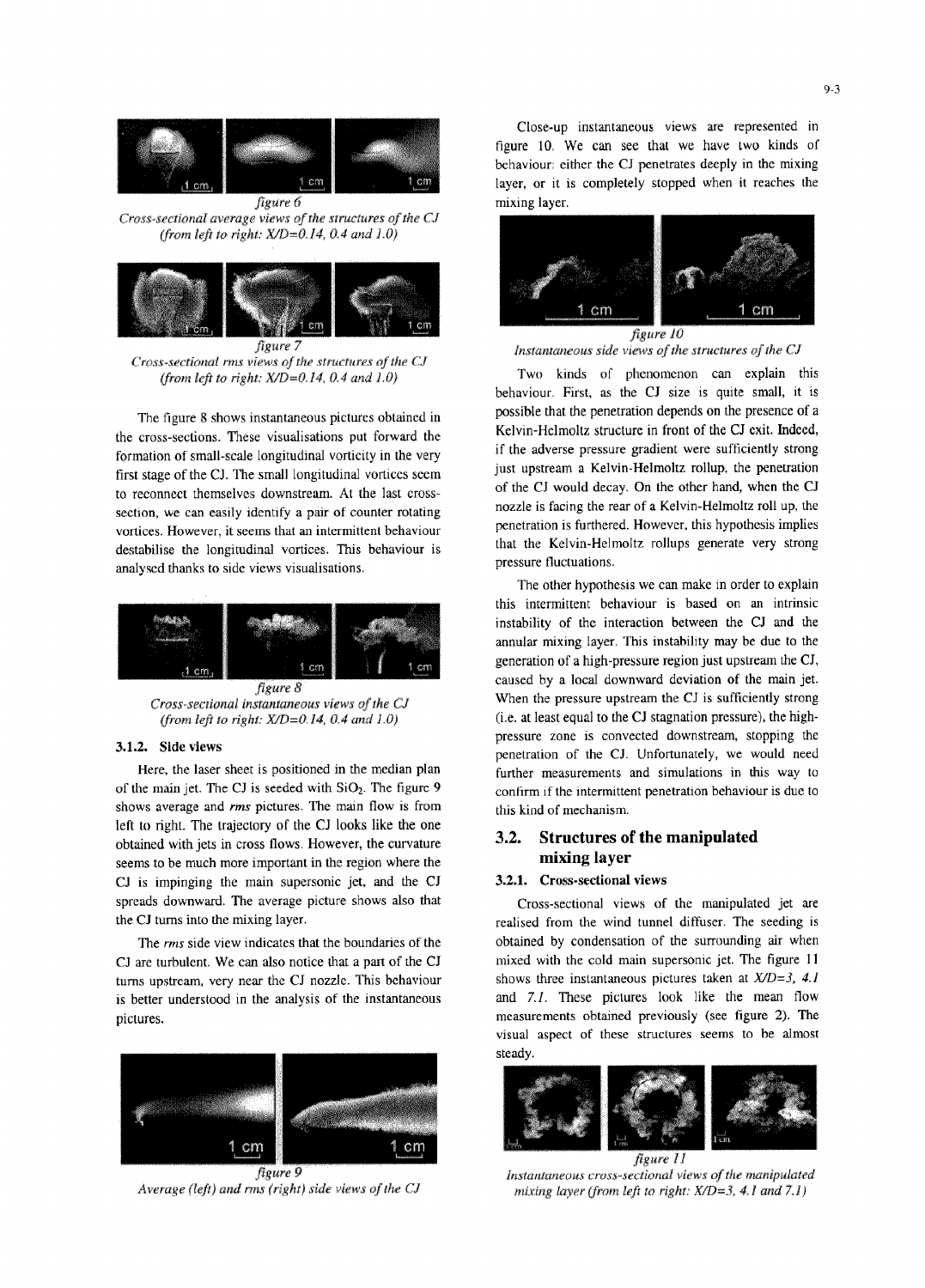*figure 6*
*Cross-sectional average views of the structures of the CJ (from left to right: X/D=0.14, 0.4 and 1.0)*

*figure 7*
*Cross-sectional rms views of the structures of the CJ (from left to right: X/D=0.14, 0.4 and 1.0)*

The figure 8 shows instantaneous pictures obtained in the cross-sections. These visualisations put forward the formation of small-scale longitudinal vorticity in the very first stage of the CJ. The small longitudinal vortices seem to reconnect themselves downstream. At the last cross-section, we can easily identify a pair of counter rotating vortices. However, it seems that an intermittent behaviour destabilise the longitudinal vortices. This behaviour is analysed thanks to side views visualisations.

*figure 8*
*Cross-sectional instantaneous views of the CJ (from left to right: X/D=0.14, 0.4 and 1.0)*

### 3.1.2. Side views

Here, the laser sheet is positioned in the median plan of the main jet. The CJ is seeded with $SiO_2$. The figure 9 shows average and *rms* pictures. The main flow is from left to right. The trajectory of the CJ looks like the one obtained with jets in cross flows. However, the curvature seems to be much more important in the region where the CJ is impinging the main supersonic jet, and the CJ spreads downward. The average picture shows also that the CJ turns into the mixing layer.

The *rms* side view indicates that the boundaries of the CJ are turbulent. We can also notice that a part of the CJ turns upstream, very near the CJ nozzle. This behaviour is better understood in the analysis of the instantaneous pictures.

*figure 9*
*Average (left) and rms (right) side views of the CJ*

Close-up instantaneous views are represented in figure 10. We can see that we have two kinds of behaviour: either the CJ penetrates deeply in the mixing layer, or it is completely stopped when it reaches the mixing layer.

*figure 10*
*Instantaneous side views of the structures of the CJ*

Two kinds of phenomenon can explain this behaviour. First, as the CJ size is quite small, it is possible that the penetration depends on the presence of a Kelvin-Helmoltz structure in front of the CJ exit. Indeed, if the adverse pressure gradient were sufficiently strong just upstream a Kelvin-Helmoltz rollup, the penetration of the CJ would decay. On the other hand, when the CJ nozzle is facing the rear of a Kelvin-Helmoltz roll up, the penetration is furthered. However, this hypothesis implies that the Kelvin-Helmoltz rollups generate very strong pressure fluctuations.

The other hypothesis we can make in order to explain this intermittent behaviour is based on an intrinsic instability of the interaction between the CJ and the annular mixing layer. This instability may be due to the generation of a high-pressure region just upstream the CJ, caused by a local downward deviation of the main jet. When the pressure upstream the CJ is sufficiently strong (i.e. at least equal to the CJ stagnation pressure), the high-pressure zone is convected downstream, stopping the penetration of the CJ. Unfortunately, we would need further measurements and simulations in this way to confirm if the intermittent penetration behaviour is due to this kind of mechanism.

## 3.2. Structures of the manipulated mixing layer

### 3.2.1. Cross-sectional views

Cross-sectional views of the manipulated jet are realised from the wind tunnel diffuser. The seeding is obtained by condensation of the surrounding air when mixed with the cold main supersonic jet. The figure 11 shows three instantaneous pictures taken at *X/D=3, 4.1* and *7.1*. These pictures look like the mean flow measurements obtained previously (see figure 2). The visual aspect of these structures seems to be almost steady.

*figure 11*
*Instantaneous cross-sectional views of the manipulated mixing layer (from left to right: X/D=3, 4.1 and 7.1)*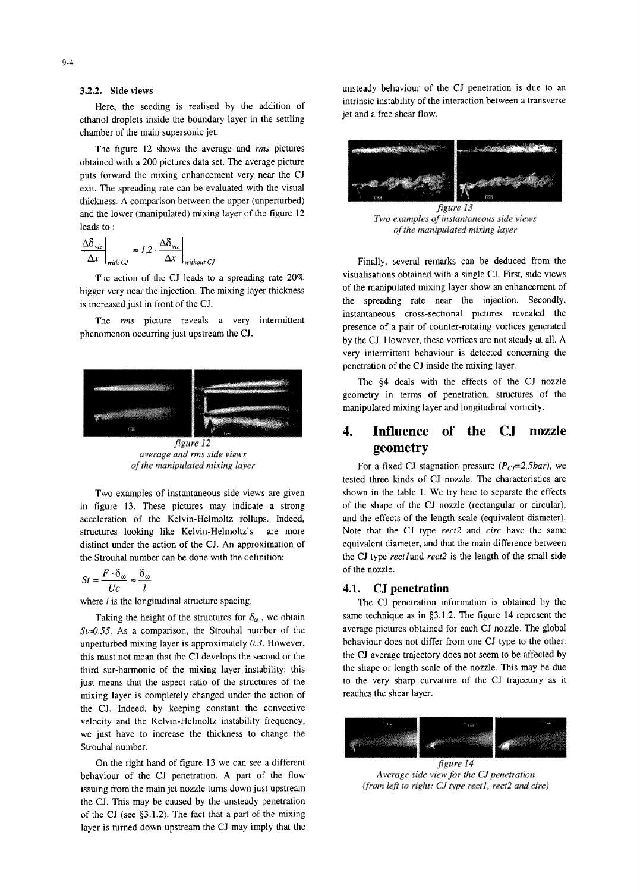### 3.2.2. Side views

Here, the seeding is realised by the addition of ethanol droplets inside the boundary layer in the settling chamber of the main supersonic jet.

The figure 12 shows the average and *rms* pictures obtained with a 200 pictures data set. The average picture puts forward the mixing enhancement very near the CJ exit. The spreading rate can be evaluated with the visual thickness. A comparison between the upper (unperturbed) and the lower (manipulated) mixing layer of the figure 12 leads to :

$$\left.\frac{\Delta\delta_{viz}}{\Delta x}\right|_{with\ CJ} \approx 1{,}2 \cdot \left.\frac{\Delta\delta_{viz}}{\Delta x}\right|_{without\ CJ}$$

The action of the CJ leads to a spreading rate 20% bigger very near the injection. The mixing layer thickness is increased just in front of the CJ.

The *rms* picture reveals a very intermittent phenomenon occurring just upstream the CJ.

*figure 12*
*average and rms side views of the manipulated mixing layer*

Two examples of instantaneous side views are given in figure 13. These pictures may indicate a strong acceleration of the Kelvin-Helmoltz rollups. Indeed, structures looking like Kelvin-Helmoltz's are more distinct under the action of the CJ. An approximation of the Strouhal number can be done with the definition:

$$St = \frac{F \cdot \delta_\omega}{Uc} \approx \frac{\delta_\omega}{l}$$

where $l$ is the longitudinal structure spacing.

Taking the height of the structures for $\delta_\omega$, we obtain $St \approx 0.55$. As a comparison, the Strouhal number of the unperturbed mixing layer is approximately $0.3$. However, this must not mean that the CJ develops the second or the third sur-harmonic of the mixing layer instability: this just means that the aspect ratio of the structures of the mixing layer is completely changed under the action of the CJ. Indeed, by keeping constant the convective velocity and the Kelvin-Helmoltz instability frequency, we just have to increase the thickness to change the Strouhal number.

On the right hand of figure 13 we can see a different behaviour of the CJ penetration. A part of the flow issuing from the main jet nozzle turns down just upstream the CJ. This may be caused by the unsteady penetration of the CJ (see §3.1.2). The fact that a part of the mixing layer is turned down upstream the CJ may imply that the unsteady behaviour of the CJ penetration is due to an intrinsic instability of the interaction between a transverse jet and a free shear flow.

*figure 13*
*Two examples of instantaneous side views of the manipulated mixing layer*

Finally, several remarks can be deduced from the visualisations obtained with a single CJ. First, side views of the manipulated mixing layer show an enhancement of the spreading rate near the injection. Secondly, instantaneous cross-sectional pictures revealed the presence of a pair of counter-rotating vortices generated by the CJ. However, these vortices are not steady at all. A very intermittent behaviour is detected concerning the penetration of the CJ inside the mixing layer.

The §4 deals with the effects of the CJ nozzle geometry in terms of penetration, structures of the manipulated mixing layer and longitudinal vorticity.

# 4. Influence of the CJ nozzle geometry

For a fixed CJ stagnation pressure ($P_{CJ}$=2,5bar), we tested three kinds of CJ nozzle. The characteristics are shown in the table 1. We try here to separate the effects of the shape of the CJ nozzle (rectangular or circular), and the effects of the length scale (equivalent diameter). Note that the CJ type *rect2* and *circ* have the same equivalent diameter, and that the main difference between the CJ type *rect1* and *rect2* is the length of the small side of the nozzle.

## 4.1. CJ penetration

The CJ penetration information is obtained by the same technique as in §3.1.2. The figure 14 represent the average pictures obtained for each CJ nozzle. The global behaviour does not differ from one CJ type to the other: the CJ average trajectory does not seem to be affected by the shape or length scale of the nozzle. This may be due to the very sharp curvature of the CJ trajectory as it reaches the shear layer.

*figure 14*
*Average side view for the CJ penetration (from left to right: CJ type rect1, rect2 and circ)*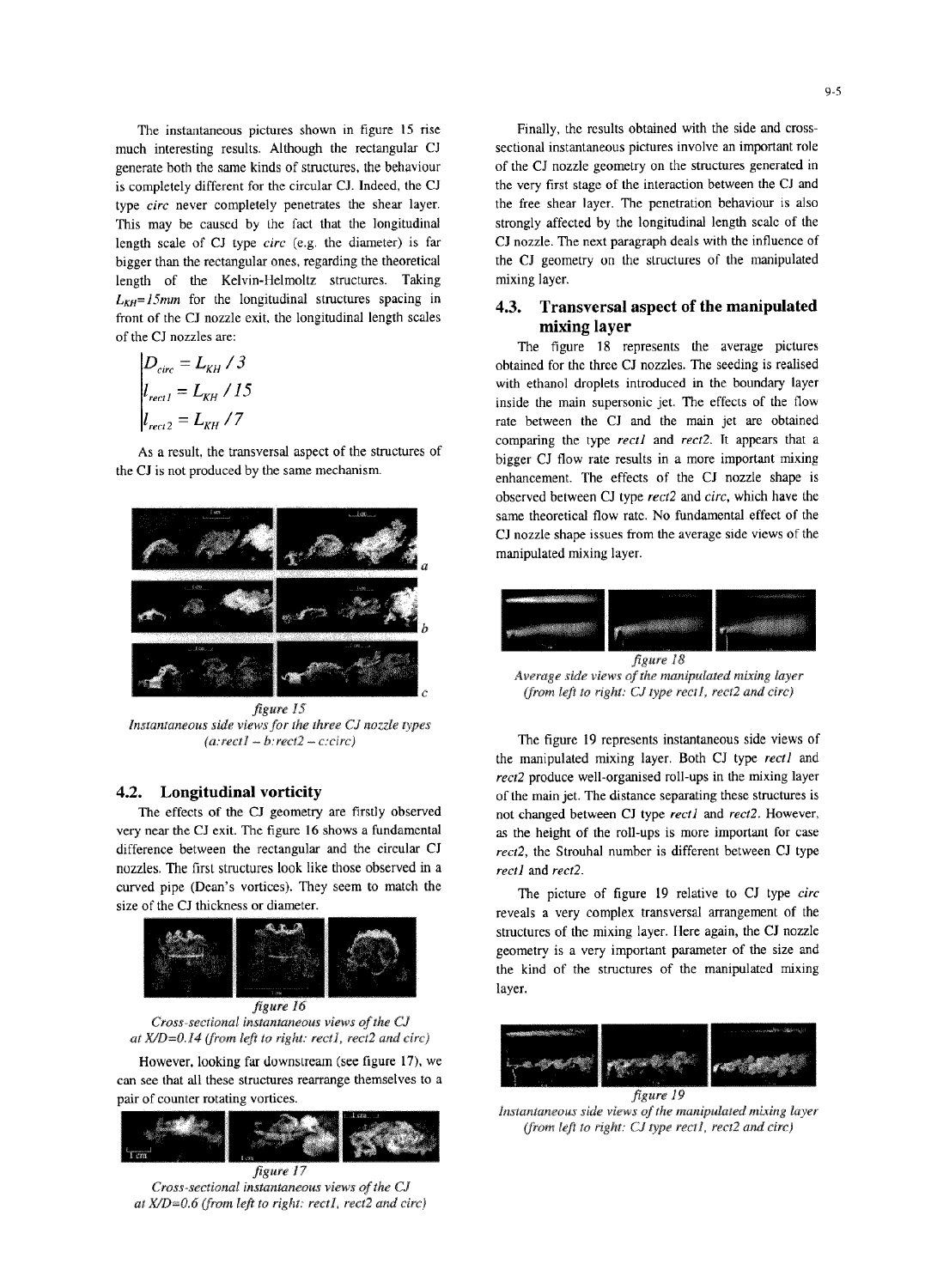The instantaneous pictures shown in figure 15 rise much interesting results. Although the rectangular CJ generate both the same kinds of structures, the behaviour is completely different for the circular CJ. Indeed, the CJ type *circ* never completely penetrates the shear layer. This may be caused by the fact that the longitudinal length scale of CJ type *circ* (e.g. the diameter) is far bigger than the rectangular ones, regarding the theoretical length of the Kelvin-Helmoltz structures. Taking $L_{KH}=15mm$ for the longitudinal structures spacing in front of the CJ nozzle exit, the longitudinal length scales of the CJ nozzles are:

$$\begin{cases} D_{circ} = L_{KH} / 3 \\ l_{rect1} = L_{KH} / 15 \\ l_{rect2} = L_{KH} / 7 \end{cases}$$

As a result, the transversal aspect of the structures of the CJ is not produced by the same mechanism.

*figure 15*
*Instantaneous side views for the three CJ nozzle types (a:rect1 – b:rect2 – c:circ)*

## 4.2. Longitudinal vorticity

The effects of the CJ geometry are firstly observed very near the CJ exit. The figure 16 shows a fundamental difference between the rectangular and the circular CJ nozzles. The first structures look like those observed in a curved pipe (Dean's vortices). They seem to match the size of the CJ thickness or diameter.

*figure 16*
*Cross-sectional instantaneous views of the CJ at X/D=0.14 (from left to right: rect1, rect2 and circ)*

However, looking far downstream (see figure 17), we can see that all these structures rearrange themselves to a pair of counter rotating vortices.

*figure 17*
*Cross-sectional instantaneous views of the CJ at X/D=0.6 (from left to right: rect1, rect2 and circ)*

Finally, the results obtained with the side and cross-sectional instantaneous pictures involve an important role of the CJ nozzle geometry on the structures generated in the very first stage of the interaction between the CJ and the free shear layer. The penetration behaviour is also strongly affected by the longitudinal length scale of the CJ nozzle. The next paragraph deals with the influence of the CJ geometry on the structures of the manipulated mixing layer.

## 4.3. Transversal aspect of the manipulated mixing layer

The figure 18 represents the average pictures obtained for the three CJ nozzles. The seeding is realised with ethanol droplets introduced in the boundary layer inside the main supersonic jet. The effects of the flow rate between the CJ and the main jet are obtained comparing the type *rect1* and *rect2*. It appears that a bigger CJ flow rate results in a more important mixing enhancement. The effects of the CJ nozzle shape is observed between CJ type *rect2* and *circ*, which have the same theoretical flow rate. No fundamental effect of the CJ nozzle shape issues from the average side views of the manipulated mixing layer.

*figure 18*
*Average side views of the manipulated mixing layer (from left to right: CJ type rect1, rect2 and circ)*

The figure 19 represents instantaneous side views of the manipulated mixing layer. Both CJ type *rect1* and *rect2* produce well-organised roll-ups in the mixing layer of the main jet. The distance separating these structures is not changed between CJ type *rect1* and *rect2*. However, as the height of the roll-ups is more important for case *rect2*, the Strouhal number is different between CJ type *rect1* and *rect2*.

The picture of figure 19 relative to CJ type *circ* reveals a very complex transversal arrangement of the structures of the mixing layer. Here again, the CJ nozzle geometry is a very important parameter of the size and the kind of the structures of the manipulated mixing layer.

*figure 19*
*Instantaneous side views of the manipulated mixing layer (from left to right: CJ type rect1, rect2 and circ)*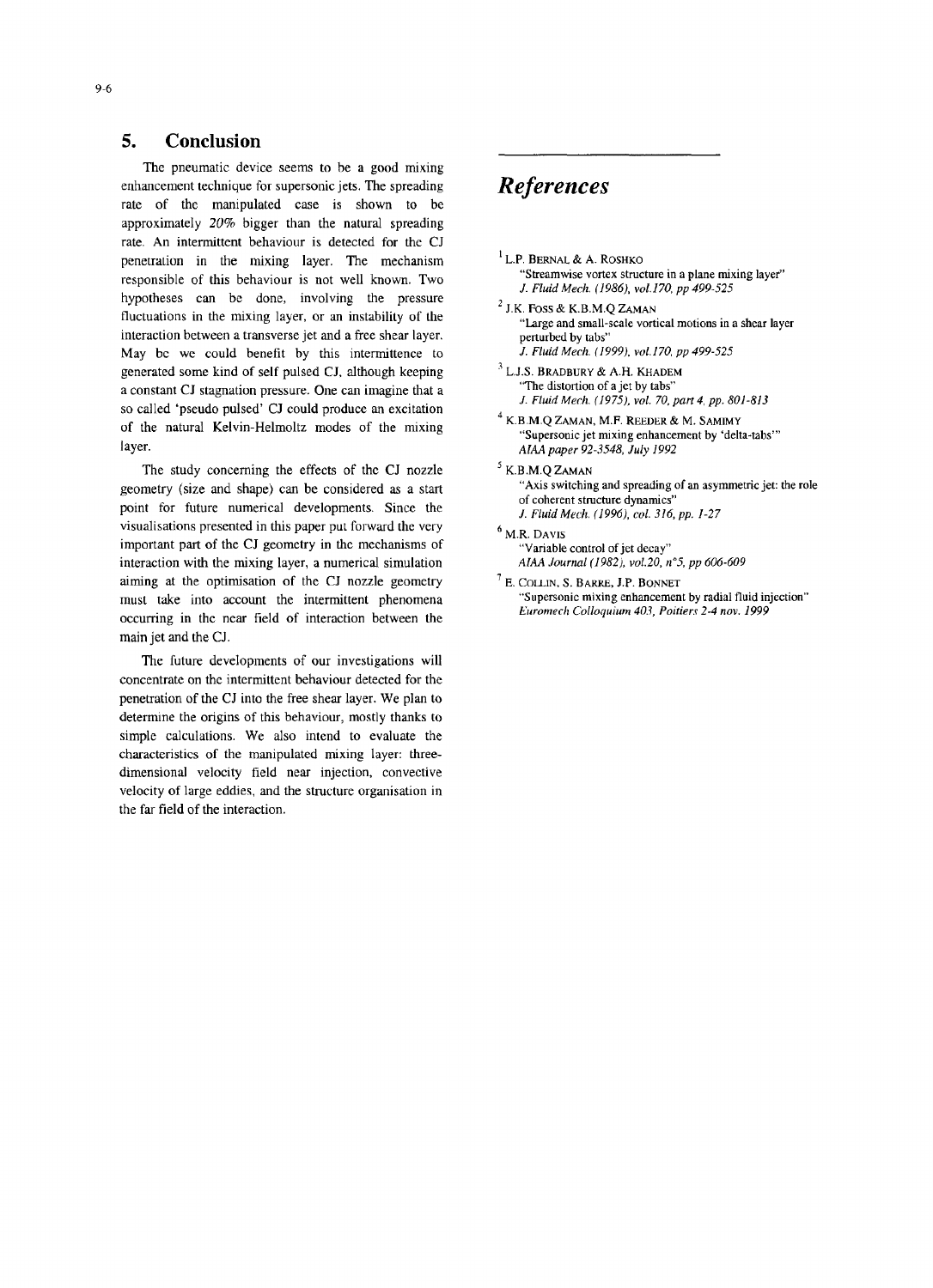## 5. Conclusion

The pneumatic device seems to be a good mixing enhancement technique for supersonic jets. The spreading rate of the manipulated case is shown to be approximately *20%* bigger than the natural spreading rate. An intermittent behaviour is detected for the CJ penetration in the mixing layer. The mechanism responsible of this behaviour is not well known. Two hypotheses can be done, involving the pressure fluctuations in the mixing layer, or an instability of the interaction between a transverse jet and a free shear layer. May be we could benefit by this intermittence to generated some kind of self pulsed CJ, although keeping a constant CJ stagnation pressure. One can imagine that a so called 'pseudo pulsed' CJ could produce an excitation of the natural Kelvin-Helmoltz modes of the mixing layer.

The study concerning the effects of the CJ nozzle geometry (size and shape) can be considered as a start point for future numerical developments. Since the visualisations presented in this paper put forward the very important part of the CJ geometry in the mechanisms of interaction with the mixing layer, a numerical simulation aiming at the optimisation of the CJ nozzle geometry must take into account the intermittent phenomena occurring in the near field of interaction between the main jet and the CJ.

The future developments of our investigations will concentrate on the intermittent behaviour detected for the penetration of the CJ into the free shear layer. We plan to determine the origins of this behaviour, mostly thanks to simple calculations. We also intend to evaluate the characteristics of the manipulated mixing layer: three-dimensional velocity field near injection, convective velocity of large eddies, and the structure organisation in the far field of the interaction.

## *References*

[1] L.P. Bernal & A. Roshko
"Streamwise vortex structure in a plane mixing layer"
*J. Fluid Mech. (1986), vol.170, pp 499-525*

[2] J.K. Foss & K.B.M.Q Zaman
"Large and small-scale vortical motions in a shear layer perturbed by tabs"
*J. Fluid Mech. (1999), vol.170, pp 499-525*

[3] L.J.S. Bradbury & A.H. Khadem
"The distortion of a jet by tabs"
*J. Fluid Mech. (1975), vol. 70, part 4, pp. 801-813*

[4] K.B.M.Q Zaman, M.F. Reeder & M. Samimy
"Supersonic jet mixing enhancement by 'delta-tabs'"
*AIAA paper 92-3548, July 1992*

[5] K.B.M.Q Zaman
"Axis switching and spreading of an asymmetric jet: the role of coherent structure dynamics"
*J. Fluid Mech. (1996), col. 316, pp. 1-27*

[6] M.R. Davis
"Variable control of jet decay"
*AIAA Journal (1982), vol.20, n°5, pp 606-609*

[7] E. Collin, S. Barre, J.P. Bonnet
"Supersonic mixing enhancement by radial fluid injection"
*Euromech Colloquium 403, Poitiers 2-4 nov. 1999*